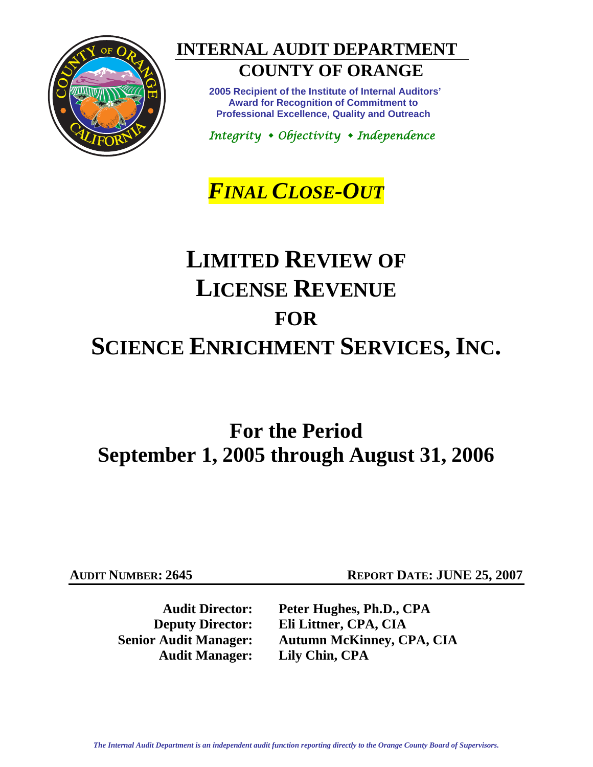# INTERNAL AUDIT DEPARTMENT

## COUNTY OF ORANGE

**2005 Recipient of the Institute of Internal Auditors' Award for Recognition of Commitment to Professional Excellence, Quality and Outreach**

*Integrity • Objectivity • Independence*

***FINAL CLOSE-OUT***

# LIMITED REVIEW OF LICENSE REVENUE FOR SCIENCE ENRICHMENT SERVICES, INC.

## For the Period September 1, 2005 through August 31, 2006

**AUDIT NUMBER: 2645** | **REPORT DATE: JUNE 25, 2007**

**Audit Director:** Peter Hughes, Ph.D., CPA
**Deputy Director:** Eli Littner, CPA, CIA
**Senior Audit Manager:** Autumn McKinney, CPA, CIA
**Audit Manager:** Lily Chin, CPA

*The Internal Audit Department is an independent audit function reporting directly to the Orange County Board of Supervisors.*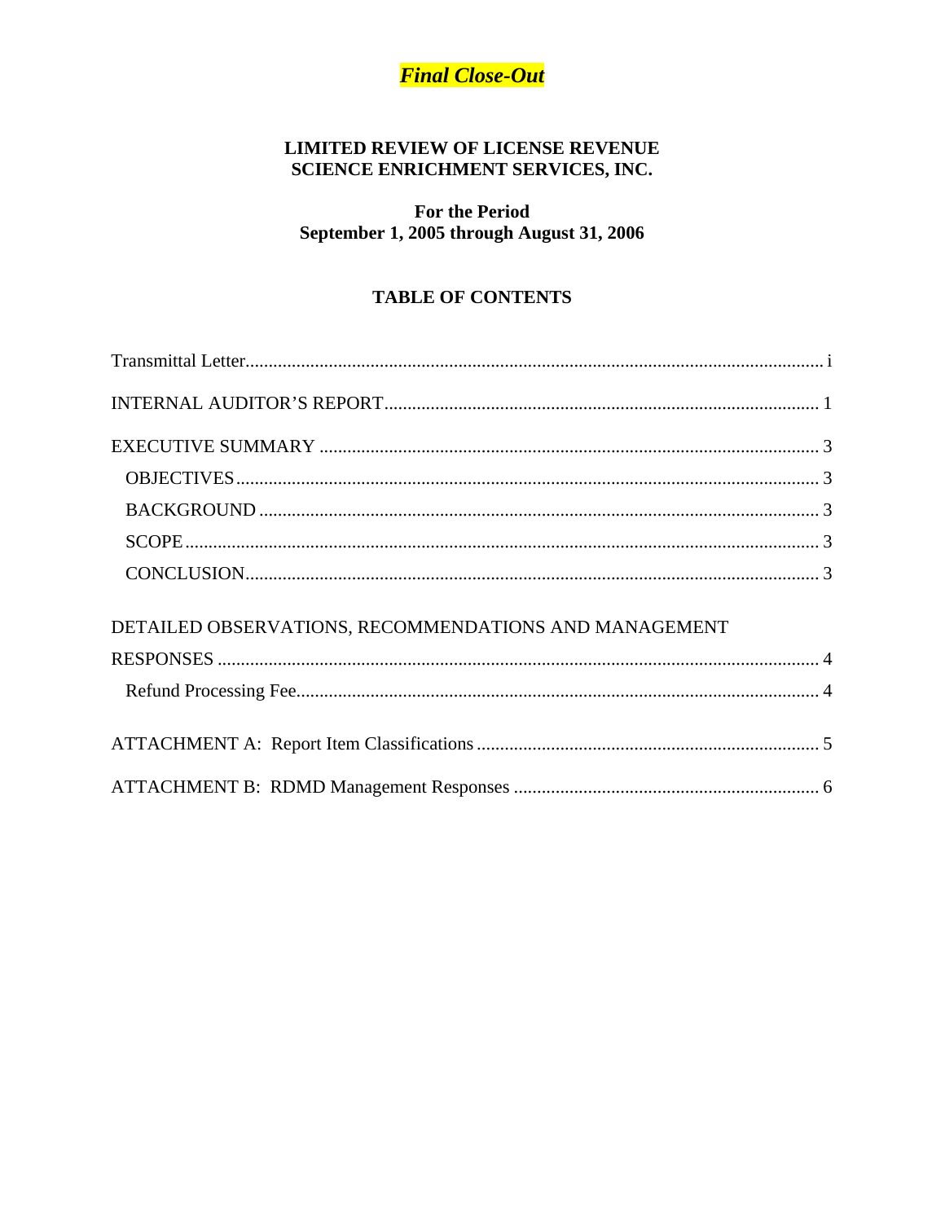***Final Close-Out***

**LIMITED REVIEW OF LICENSE REVENUE**
**SCIENCE ENRICHMENT SERVICES, INC.**

**For the Period**
**September 1, 2005 through August 31, 2006**

## TABLE OF CONTENTS

Transmittal Letter............................................................................................................... i

INTERNAL AUDITOR'S REPORT.............................................................................. 1

EXECUTIVE SUMMARY ........................................................................................... 3
- OBJECTIVES............................................................................................................. 3
- BACKGROUND ........................................................................................................ 3
- SCOPE ........................................................................................................................ 3
- CONCLUSION........................................................................................................... 3

DETAILED OBSERVATIONS, RECOMMENDATIONS AND MANAGEMENT RESPONSES ................................................................................................................. 4
- Refund Processing Fee................................................................................................ 4

ATTACHMENT A: Report Item Classifications .......................................................... 5

ATTACHMENT B: RDMD Management Responses .................................................. 6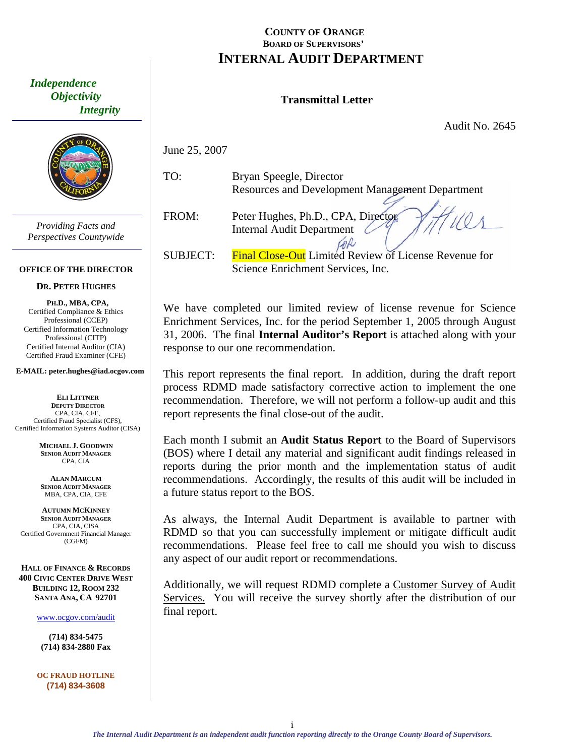# COUNTY OF ORANGE
## BOARD OF SUPERVISORS'
# INTERNAL AUDIT DEPARTMENT

*Independence*
*Objectivity*
*Integrity*

*Providing Facts and Perspectives Countywide*

**OFFICE OF THE DIRECTOR**

**DR. PETER HUGHES**

**PH.D., MBA, CPA,**
Certified Compliance & Ethics Professional (CCEP)
Certified Information Technology Professional (CITP)
Certified Internal Auditor (CIA)
Certified Fraud Examiner (CFE)

**E-MAIL: peter.hughes@iad.ocgov.com**

**ELI LITTNER**
**DEPUTY DIRECTOR**
CPA, CIA, CFE,
Certified Fraud Specialist (CFS),
Certified Information Systems Auditor (CISA)

**MICHAEL J. GOODWIN**
**SENIOR AUDIT MANAGER**
CPA, CIA

**ALAN MARCUM**
**SENIOR AUDIT MANAGER**
MBA, CPA, CIA, CFE

**AUTUMN MCKINNEY**
**SENIOR AUDIT MANAGER**
CPA, CIA, CISA
Certified Government Financial Manager (CGFM)

**HALL OF FINANCE & RECORDS**
**400 CIVIC CENTER DRIVE WEST**
**BUILDING 12, ROOM 232**
**SANTA ANA, CA 92701**

www.ocgov.com/audit

**(714) 834-5475**
**(714) 834-2880 Fax**

**OC FRAUD HOTLINE**
**(714) 834-3608**

## Transmittal Letter

Audit No. 2645

June 25, 2007

TO: Bryan Speegle, Director
Resources and Development Management Department

FROM: Peter Hughes, Ph.D., CPA, Director
Internal Audit Department

SUBJECT: Final Close-Out Limited Review of License Revenue for Science Enrichment Services, Inc.

We have completed our limited review of license revenue for Science Enrichment Services, Inc. for the period September 1, 2005 through August 31, 2006. The final **Internal Auditor's Report** is attached along with your response to our one recommendation.

This report represents the final report. In addition, during the draft report process RDMD made satisfactory corrective action to implement the one recommendation. Therefore, we will not perform a follow-up audit and this report represents the final close-out of the audit.

Each month I submit an **Audit Status Report** to the Board of Supervisors (BOS) where I detail any material and significant audit findings released in reports during the prior month and the implementation status of audit recommendations. Accordingly, the results of this audit will be included in a future status report to the BOS.

As always, the Internal Audit Department is available to partner with RDMD so that you can successfully implement or mitigate difficult audit recommendations. Please feel free to call me should you wish to discuss any aspect of our audit report or recommendations.

Additionally, we will request RDMD complete a Customer Survey of Audit Services. You will receive the survey shortly after the distribution of our final report.

*The Internal Audit Department is an independent audit function reporting directly to the Orange County Board of Supervisors.*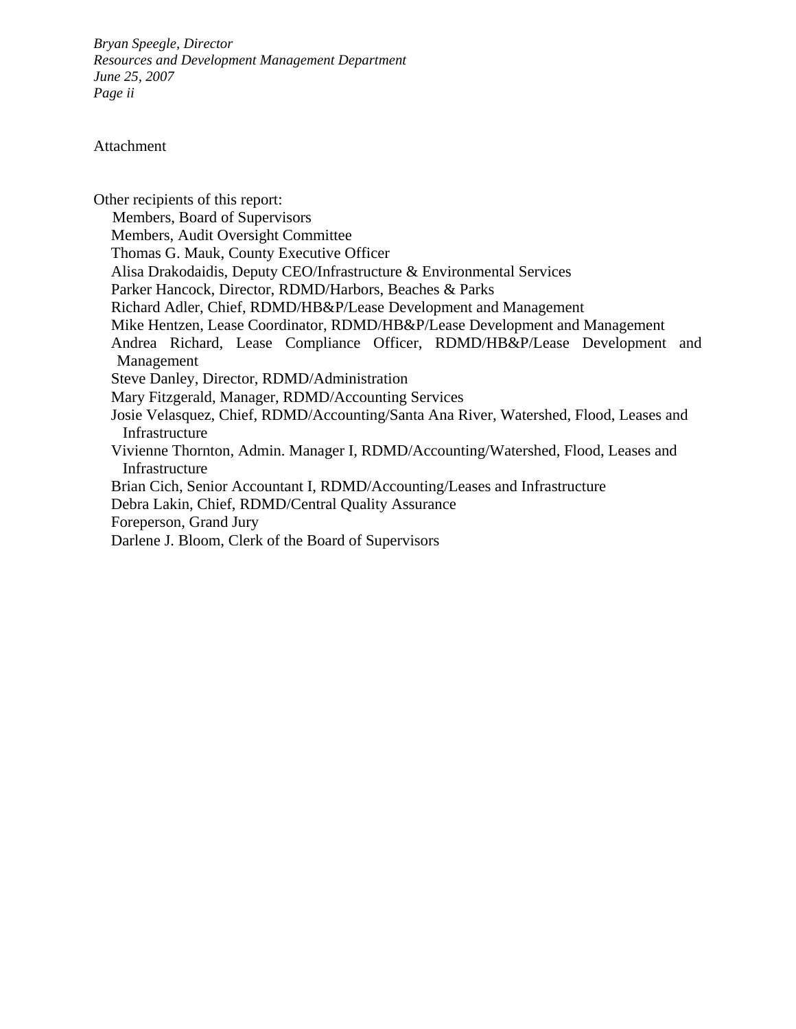*Bryan Speegle, Director*
*Resources and Development Management Department*
*June 25, 2007*
*Page ii*

Attachment

Other recipients of this report:

- Members, Board of Supervisors
- Members, Audit Oversight Committee
- Thomas G. Mauk, County Executive Officer
- Alisa Drakodaidis, Deputy CEO/Infrastructure & Environmental Services
- Parker Hancock, Director, RDMD/Harbors, Beaches & Parks
- Richard Adler, Chief, RDMD/HB&P/Lease Development and Management
- Mike Hentzen, Lease Coordinator, RDMD/HB&P/Lease Development and Management
- Andrea Richard, Lease Compliance Officer, RDMD/HB&P/Lease Development and Management
- Steve Danley, Director, RDMD/Administration
- Mary Fitzgerald, Manager, RDMD/Accounting Services
- Josie Velasquez, Chief, RDMD/Accounting/Santa Ana River, Watershed, Flood, Leases and Infrastructure
- Vivienne Thornton, Admin. Manager I, RDMD/Accounting/Watershed, Flood, Leases and Infrastructure
- Brian Cich, Senior Accountant I, RDMD/Accounting/Leases and Infrastructure
- Debra Lakin, Chief, RDMD/Central Quality Assurance
- Foreperson, Grand Jury
- Darlene J. Bloom, Clerk of the Board of Supervisors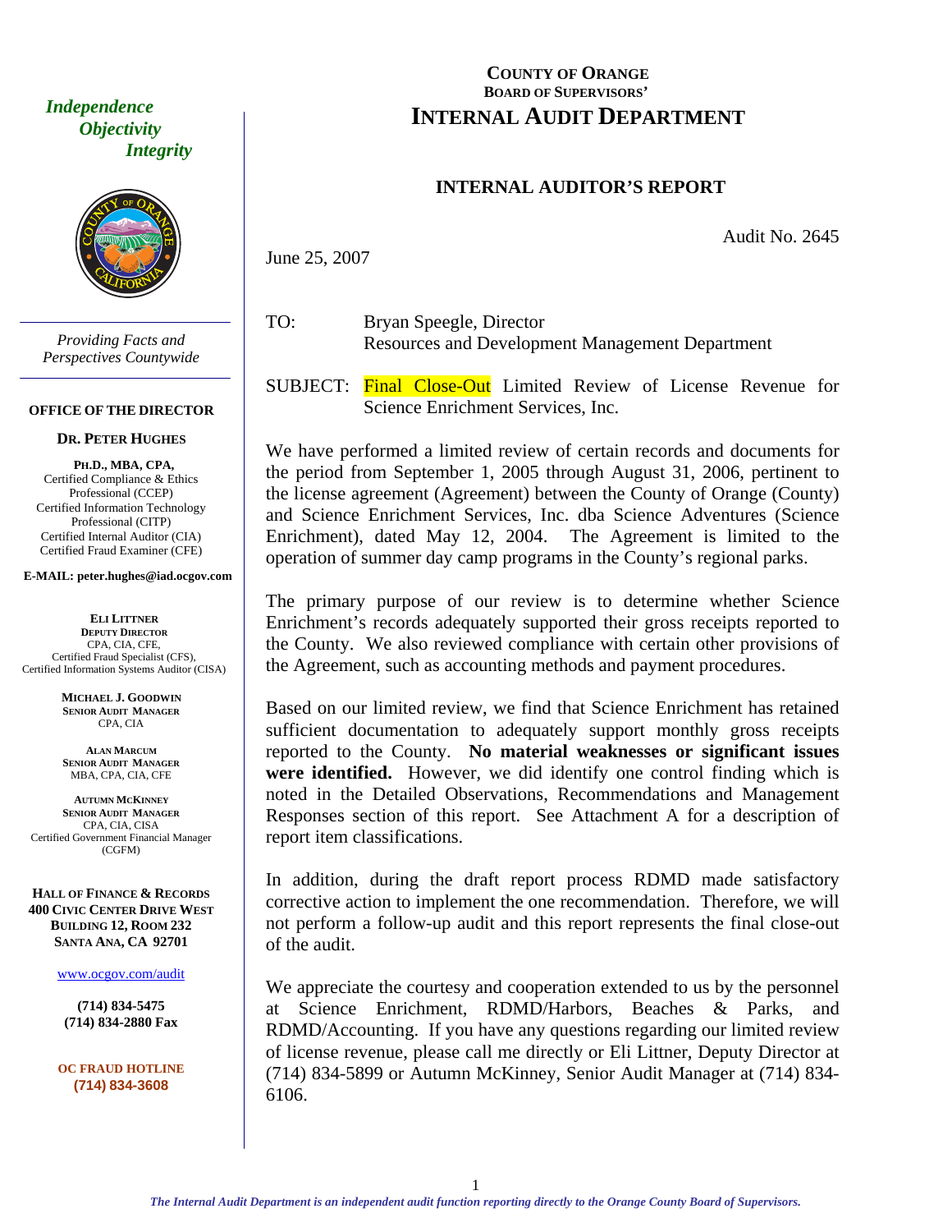# COUNTY OF ORANGE
## BOARD OF SUPERVISORS'
# INTERNAL AUDIT DEPARTMENT

*Independence*
*Objectivity*
*Integrity*

*Providing Facts and Perspectives Countywide*

**OFFICE OF THE DIRECTOR**

**DR. PETER HUGHES**

**PH.D., MBA, CPA,**
Certified Compliance & Ethics Professional (CCEP)
Certified Information Technology Professional (CITP)
Certified Internal Auditor (CIA)
Certified Fraud Examiner (CFE)

**E-MAIL: peter.hughes@iad.ocgov.com**

**ELI LITTNER**
**DEPUTY DIRECTOR**
CPA, CIA, CFE,
Certified Fraud Specialist (CFS),
Certified Information Systems Auditor (CISA)

**MICHAEL J. GOODWIN**
**SENIOR AUDIT MANAGER**
CPA, CIA

**ALAN MARCUM**
**SENIOR AUDIT MANAGER**
MBA, CPA, CIA, CFE

**AUTUMN MCKINNEY**
**SENIOR AUDIT MANAGER**
CPA, CIA, CISA
Certified Government Financial Manager (CGFM)

**HALL OF FINANCE & RECORDS**
**400 CIVIC CENTER DRIVE WEST**
**BUILDING 12, ROOM 232**
**SANTA ANA, CA 92701**

www.ocgov.com/audit

**(714) 834-5475**
**(714) 834-2880 Fax**

**OC FRAUD HOTLINE**
**(714) 834-3608**

## INTERNAL AUDITOR'S REPORT

Audit No. 2645

June 25, 2007

TO: Bryan Speegle, Director
Resources and Development Management Department

SUBJECT: Final Close-Out Limited Review of License Revenue for Science Enrichment Services, Inc.

We have performed a limited review of certain records and documents for the period from September 1, 2005 through August 31, 2006, pertinent to the license agreement (Agreement) between the County of Orange (County) and Science Enrichment Services, Inc. dba Science Adventures (Science Enrichment), dated May 12, 2004. The Agreement is limited to the operation of summer day camp programs in the County's regional parks.

The primary purpose of our review is to determine whether Science Enrichment's records adequately supported their gross receipts reported to the County. We also reviewed compliance with certain other provisions of the Agreement, such as accounting methods and payment procedures.

Based on our limited review, we find that Science Enrichment has retained sufficient documentation to adequately support monthly gross receipts reported to the County. **No material weaknesses or significant issues were identified.** However, we did identify one control finding which is noted in the Detailed Observations, Recommendations and Management Responses section of this report. See Attachment A for a description of report item classifications.

In addition, during the draft report process RDMD made satisfactory corrective action to implement the one recommendation. Therefore, we will not perform a follow-up audit and this report represents the final close-out of the audit.

We appreciate the courtesy and cooperation extended to us by the personnel at Science Enrichment, RDMD/Harbors, Beaches & Parks, and RDMD/Accounting. If you have any questions regarding our limited review of license revenue, please call me directly or Eli Littner, Deputy Director at (714) 834-5899 or Autumn McKinney, Senior Audit Manager at (714) 834-6106.

*The Internal Audit Department is an independent audit function reporting directly to the Orange County Board of Supervisors.*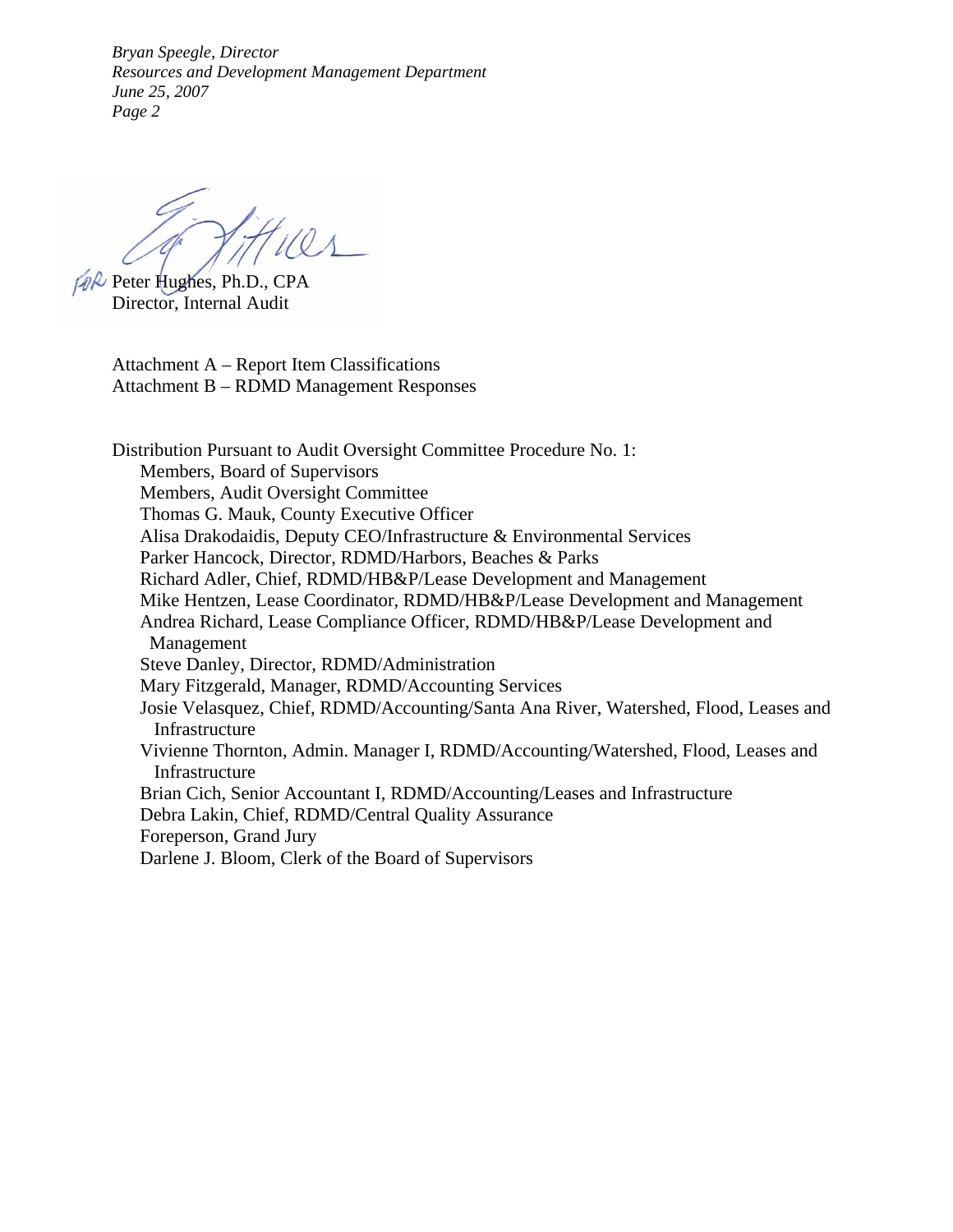FOR Peter Hughes, Ph.D., CPA
Director, Internal Audit

Attachment A – Report Item Classifications
Attachment B – RDMD Management Responses

Distribution Pursuant to Audit Oversight Committee Procedure No. 1:

- Members, Board of Supervisors
- Members, Audit Oversight Committee
- Thomas G. Mauk, County Executive Officer
- Alisa Drakodaidis, Deputy CEO/Infrastructure & Environmental Services
- Parker Hancock, Director, RDMD/Harbors, Beaches & Parks
- Richard Adler, Chief, RDMD/HB&P/Lease Development and Management
- Mike Hentzen, Lease Coordinator, RDMD/HB&P/Lease Development and Management
- Andrea Richard, Lease Compliance Officer, RDMD/HB&P/Lease Development and Management
- Steve Danley, Director, RDMD/Administration
- Mary Fitzgerald, Manager, RDMD/Accounting Services
- Josie Velasquez, Chief, RDMD/Accounting/Santa Ana River, Watershed, Flood, Leases and Infrastructure
- Vivienne Thornton, Admin. Manager I, RDMD/Accounting/Watershed, Flood, Leases and Infrastructure
- Brian Cich, Senior Accountant I, RDMD/Accounting/Leases and Infrastructure
- Debra Lakin, Chief, RDMD/Central Quality Assurance
- Foreperson, Grand Jury
- Darlene J. Bloom, Clerk of the Board of Supervisors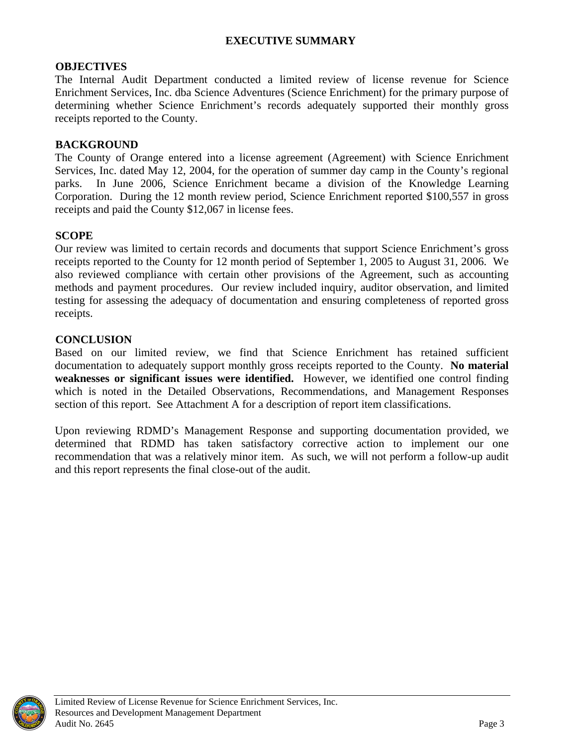# EXECUTIVE SUMMARY

## OBJECTIVES

The Internal Audit Department conducted a limited review of license revenue for Science Enrichment Services, Inc. dba Science Adventures (Science Enrichment) for the primary purpose of determining whether Science Enrichment's records adequately supported their monthly gross receipts reported to the County.

## BACKGROUND

The County of Orange entered into a license agreement (Agreement) with Science Enrichment Services, Inc. dated May 12, 2004, for the operation of summer day camp in the County's regional parks. In June 2006, Science Enrichment became a division of the Knowledge Learning Corporation. During the 12 month review period, Science Enrichment reported $100,557 in gross receipts and paid the County $12,067 in license fees.

## SCOPE

Our review was limited to certain records and documents that support Science Enrichment's gross receipts reported to the County for 12 month period of September 1, 2005 to August 31, 2006. We also reviewed compliance with certain other provisions of the Agreement, such as accounting methods and payment procedures. Our review included inquiry, auditor observation, and limited testing for assessing the adequacy of documentation and ensuring completeness of reported gross receipts.

## CONCLUSION

Based on our limited review, we find that Science Enrichment has retained sufficient documentation to adequately support monthly gross receipts reported to the County. **No material weaknesses or significant issues were identified.** However, we identified one control finding which is noted in the Detailed Observations, Recommendations, and Management Responses section of this report. See Attachment A for a description of report item classifications.

Upon reviewing RDMD's Management Response and supporting documentation provided, we determined that RDMD has taken satisfactory corrective action to implement our one recommendation that was a relatively minor item. As such, we will not perform a follow-up audit and this report represents the final close-out of the audit.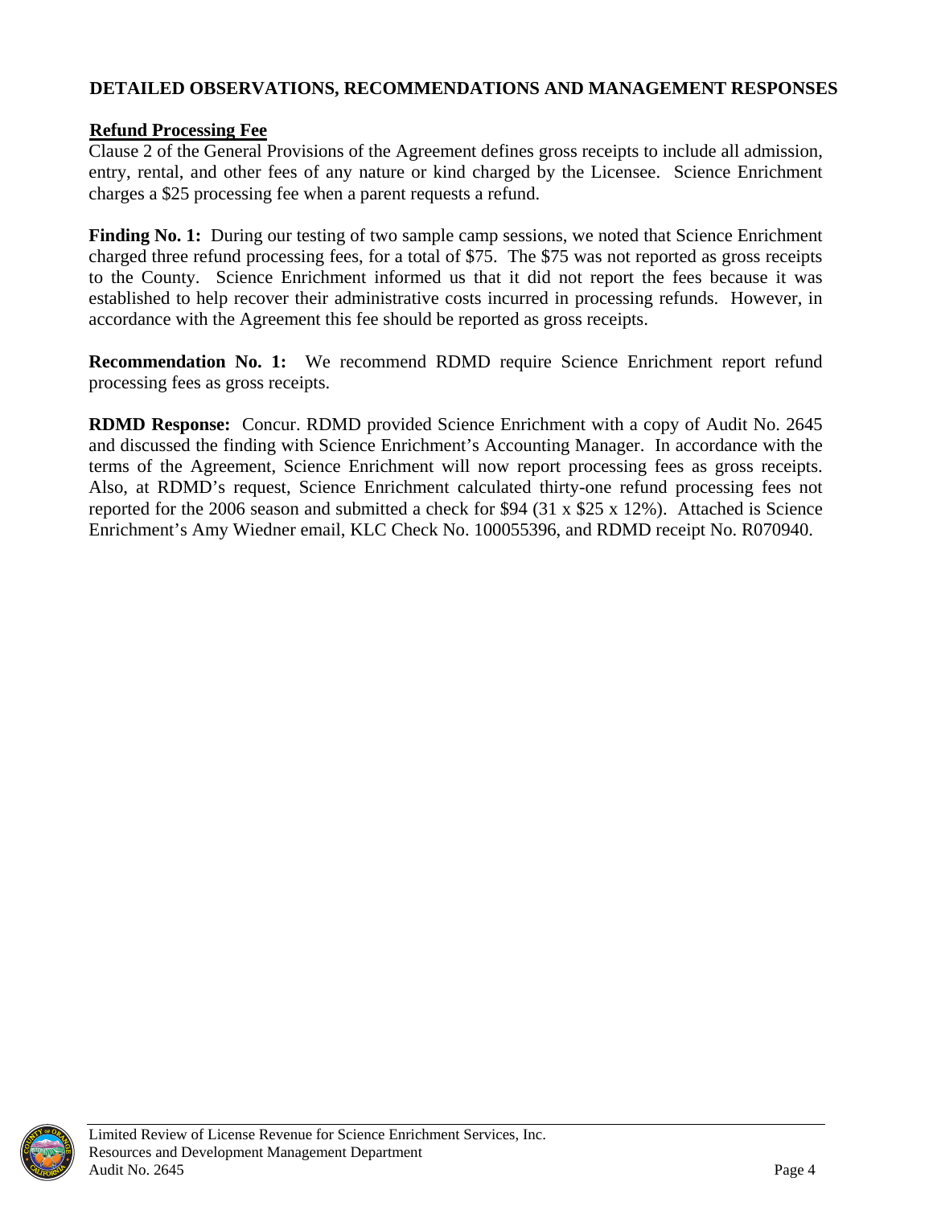## DETAILED OBSERVATIONS, RECOMMENDATIONS AND MANAGEMENT RESPONSES

### Refund Processing Fee

Clause 2 of the General Provisions of the Agreement defines gross receipts to include all admission, entry, rental, and other fees of any nature or kind charged by the Licensee. Science Enrichment charges a $25 processing fee when a parent requests a refund.

**Finding No. 1:** During our testing of two sample camp sessions, we noted that Science Enrichment charged three refund processing fees, for a total of $75. The $75 was not reported as gross receipts to the County. Science Enrichment informed us that it did not report the fees because it was established to help recover their administrative costs incurred in processing refunds. However, in accordance with the Agreement this fee should be reported as gross receipts.

**Recommendation No. 1:** We recommend RDMD require Science Enrichment report refund processing fees as gross receipts.

**RDMD Response:** Concur. RDMD provided Science Enrichment with a copy of Audit No. 2645 and discussed the finding with Science Enrichment's Accounting Manager. In accordance with the terms of the Agreement, Science Enrichment will now report processing fees as gross receipts. Also, at RDMD's request, Science Enrichment calculated thirty-one refund processing fees not reported for the 2006 season and submitted a check for $94 (31 x $25 x 12%). Attached is Science Enrichment's Amy Wiedner email, KLC Check No. 100055396, and RDMD receipt No. R070940.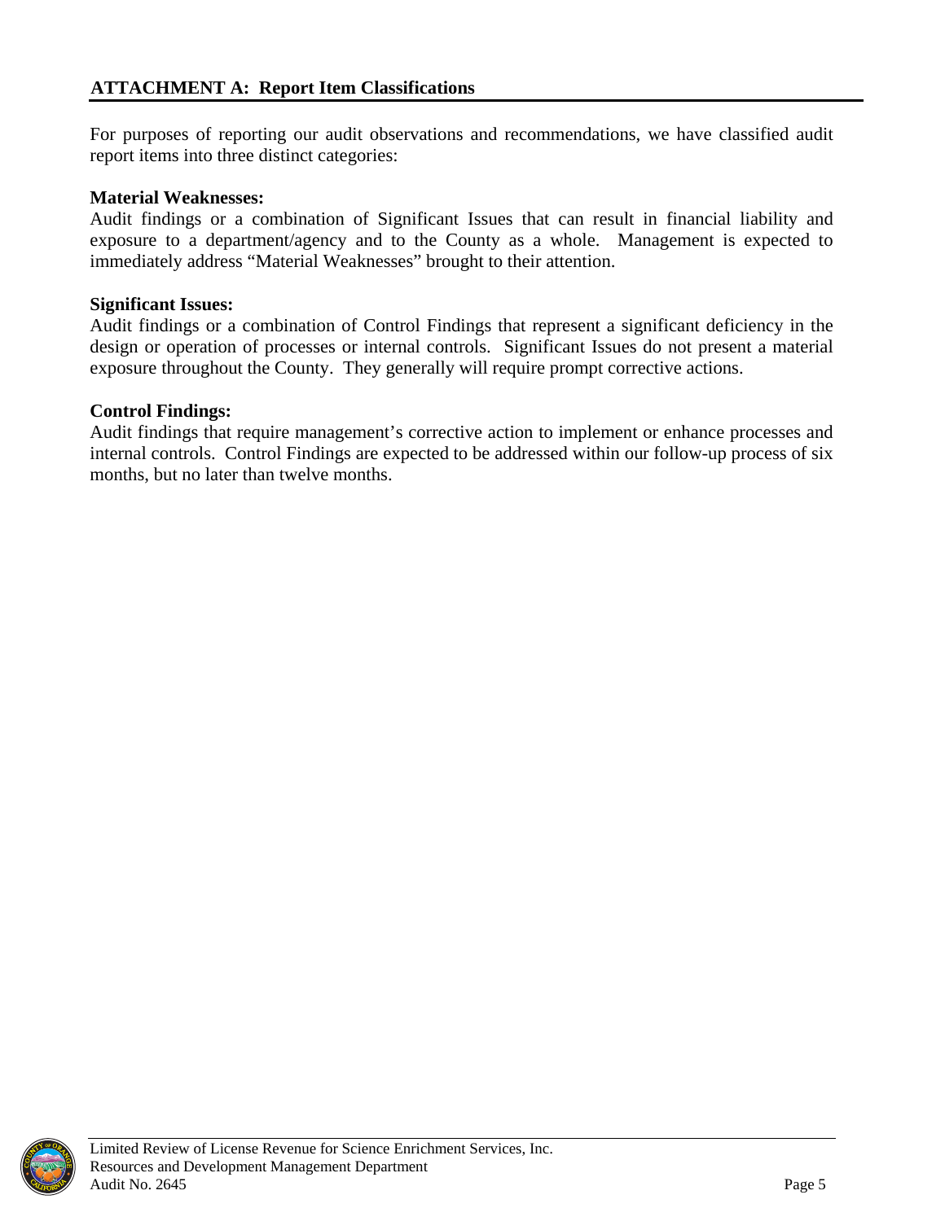## ATTACHMENT A: Report Item Classifications

For purposes of reporting our audit observations and recommendations, we have classified audit report items into three distinct categories:

**Material Weaknesses:**
Audit findings or a combination of Significant Issues that can result in financial liability and exposure to a department/agency and to the County as a whole. Management is expected to immediately address "Material Weaknesses" brought to their attention.

**Significant Issues:**
Audit findings or a combination of Control Findings that represent a significant deficiency in the design or operation of processes or internal controls. Significant Issues do not present a material exposure throughout the County. They generally will require prompt corrective actions.

**Control Findings:**
Audit findings that require management's corrective action to implement or enhance processes and internal controls. Control Findings are expected to be addressed within our follow-up process of six months, but no later than twelve months.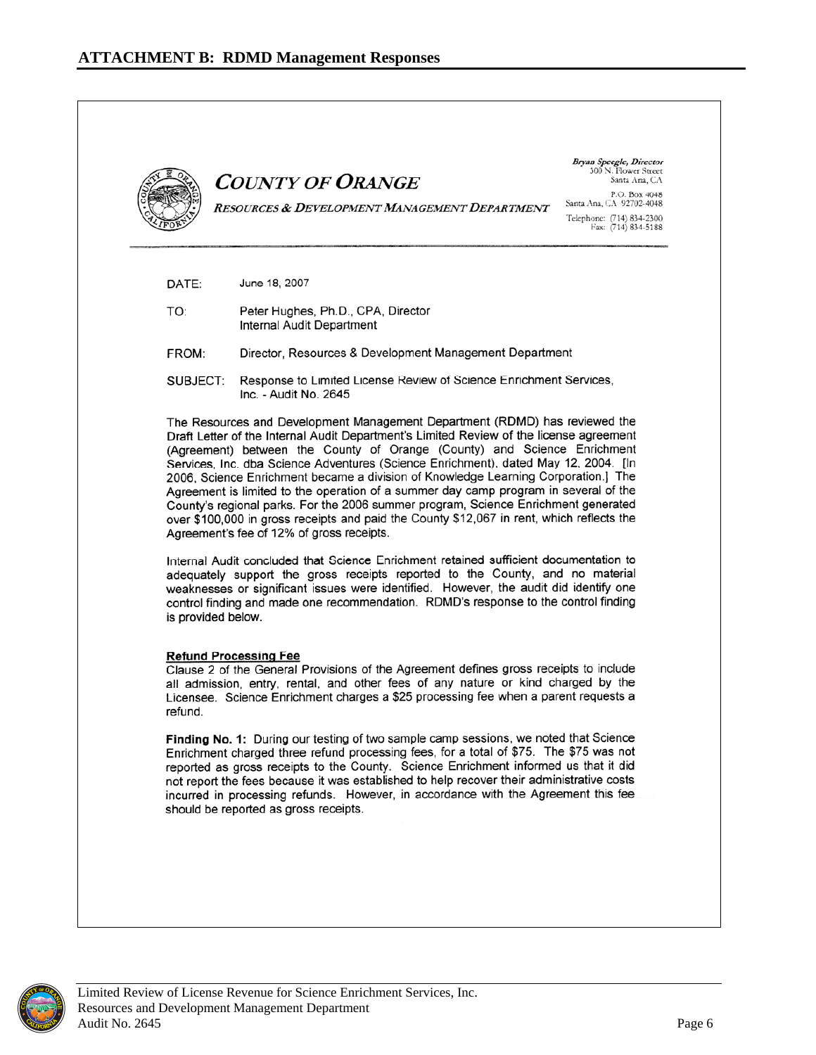## ATTACHMENT B: RDMD Management Responses

**COUNTY OF ORANGE**

*RESOURCES & DEVELOPMENT MANAGEMENT DEPARTMENT*

*Bryan Speegle, Director*
300 N. Flower Street
Santa Ana, CA

P.O. Box 4048
Santa Ana, CA 92702-4048

Telephone: (714) 834-2300
Fax: (714) 834-5188

DATE: June 18, 2007

TO: Peter Hughes, Ph.D., CPA, Director
Internal Audit Department

FROM: Director, Resources & Development Management Department

SUBJECT: Response to Limited License Review of Science Enrichment Services, Inc. - Audit No. 2645

The Resources and Development Management Department (RDMD) has reviewed the Draft Letter of the Internal Audit Department's Limited Review of the license agreement (Agreement) between the County of Orange (County) and Science Enrichment Services, Inc. dba Science Adventures (Science Enrichment), dated May 12, 2004. [In 2006, Science Enrichment became a division of Knowledge Learning Corporation.] The Agreement is limited to the operation of a summer day camp program in several of the County's regional parks. For the 2006 summer program, Science Enrichment generated over $100,000 in gross receipts and paid the County $12,067 in rent, which reflects the Agreement's fee of 12% of gross receipts.

Internal Audit concluded that Science Enrichment retained sufficient documentation to adequately support the gross receipts reported to the County, and no material weaknesses or significant issues were identified. However, the audit did identify one control finding and made one recommendation. RDMD's response to the control finding is provided below.

**Refund Processing Fee**

Clause 2 of the General Provisions of the Agreement defines gross receipts to include all admission, entry, rental, and other fees of any nature or kind charged by the Licensee. Science Enrichment charges a $25 processing fee when a parent requests a refund.

**Finding No. 1:** During our testing of two sample camp sessions, we noted that Science Enrichment charged three refund processing fees, for a total of $75. The $75 was not reported as gross receipts to the County. Science Enrichment informed us that it did not report the fees because it was established to help recover their administrative costs incurred in processing refunds. However, in accordance with the Agreement this fee should be reported as gross receipts.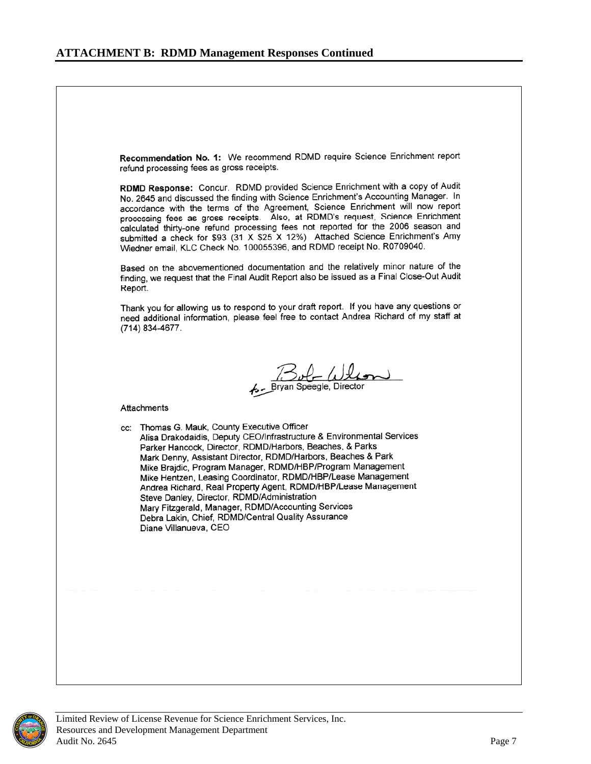## ATTACHMENT B: RDMD Management Responses Continued

**Recommendation No. 1:** We recommend RDMD require Science Enrichment report refund processing fees as gross receipts.

**RDMD Response:** Concur. RDMD provided Science Enrichment with a copy of Audit No. 2645 and discussed the finding with Science Enrichment's Accounting Manager. In accordance with the terms of the Agreement, Science Enrichment will now report processing fees as gross receipts. Also, at RDMD's request, Science Enrichment calculated thirty-one refund processing fees not reported for the 2006 season and submitted a check for $93 (31 X $25 X 12%) Attached Science Enrichment's Amy Wiedner email, KLC Check No. 100055396, and RDMD receipt No. R0709040.

Based on the abovementioned documentation and the relatively minor nature of the finding, we request that the Final Audit Report also be issued as a Final Close-Out Audit Report.

Thank you for allowing us to respond to your draft report. If you have any questions or need additional information, please feel free to contact Andrea Richard of my staff at (714) 834-4677.

for Bryan Speegle, Director

Attachments

cc: Thomas G. Mauk, County Executive Officer
Alisa Drakodaidis, Deputy CEO/Infrastructure & Environmental Services
Parker Hancock, Director, RDMD/Harbors, Beaches, & Parks
Mark Denny, Assistant Director, RDMD/Harbors, Beaches & Park
Mike Brajdic, Program Manager, RDMD/HBP/Program Management
Mike Hentzen, Leasing Coordinator, RDMD/HBP/Lease Management
Andrea Richard, Real Property Agent, RDMD/HBP/Lease Management
Steve Danley, Director, RDMD/Administration
Mary Fitzgerald, Manager, RDMD/Accounting Services
Debra Lakin, Chief, RDMD/Central Quality Assurance
Diane Villanueva, CEO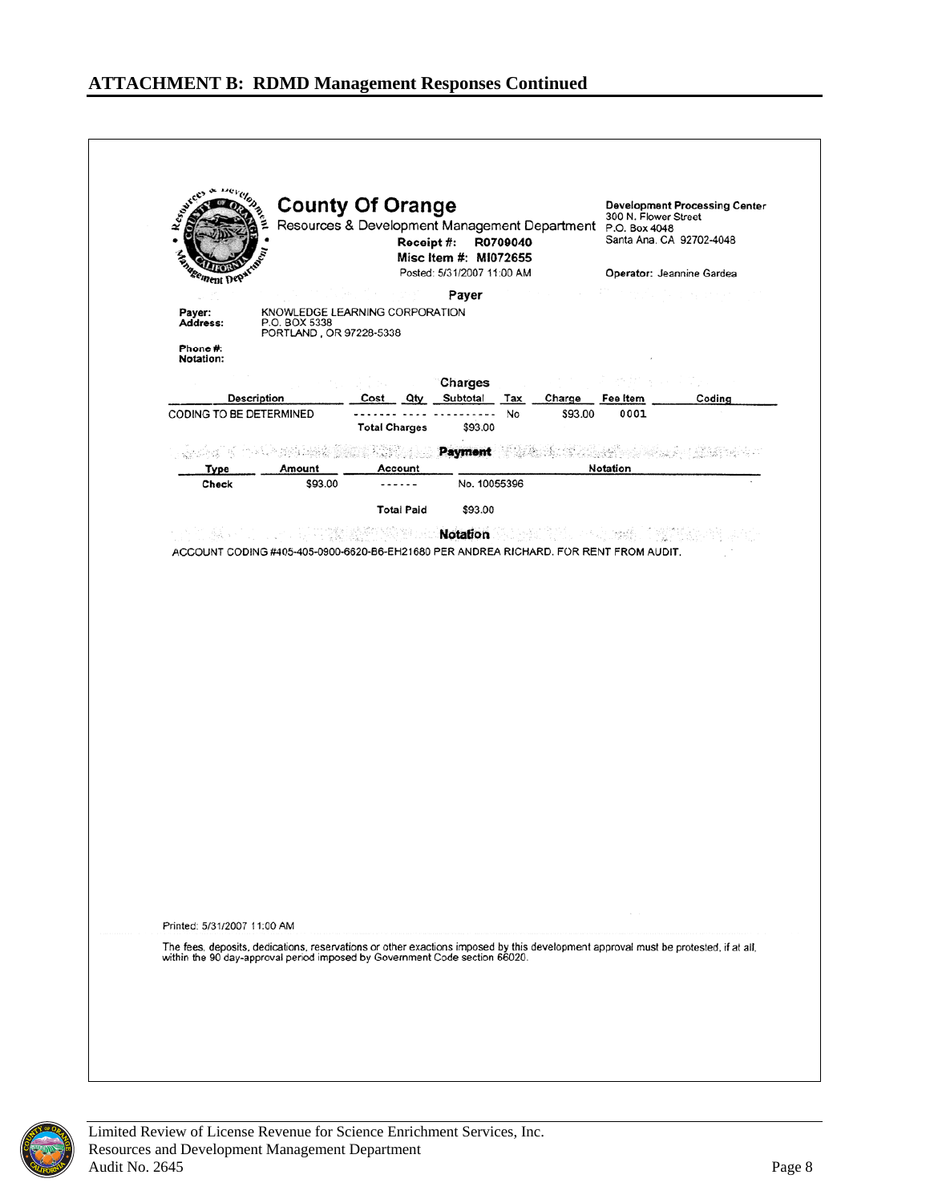## ATTACHMENT B: RDMD Management Responses Continued

**County Of Orange**
Resources & Development Management Department

**Receipt #: R0709040**
**Misc Item #: MI072655**
Posted: 5/31/2007 11:00 AM

**Development Processing Center**
300 N. Flower Street
P.O. Box 4048
Santa Ana, CA 92702-4048

**Operator:** Jeannine Gardea

**Payer**

**Payer:** KNOWLEDGE LEARNING CORPORATION
**Address:** P.O. BOX 5338
PORTLAND , OR 97228-5338

**Phone #:**
**Notation:**

**Charges**

| Description | Cost | Qty | Subtotal | Tax | Charge | Fee Item | Coding |
|---|---|---|---|---|---|---|---|
| CODING TO BE DETERMINED | ------- | ---- | ---------- | No | $93.00 | 0001 | |
| | **Total Charges** | | $93.00 | | | | |

**Payment**

| Type | Amount | Account | | Notation |
|---|---|---|---|---|
| Check | $93.00 | ------ | No. 10055396 | |
| | | **Total Paid** | $93.00 | |

**Notation**

ACCOUNT CODING #405-405-0900-6620-B6-EH21680 PER ANDREA RICHARD. FOR RENT FROM AUDIT.

Printed: 5/31/2007 11:00 AM

The fees, deposits, dedications, reservations or other exactions imposed by this development approval must be protested, if at all, within the 90 day-approval period imposed by Government Code section 66020.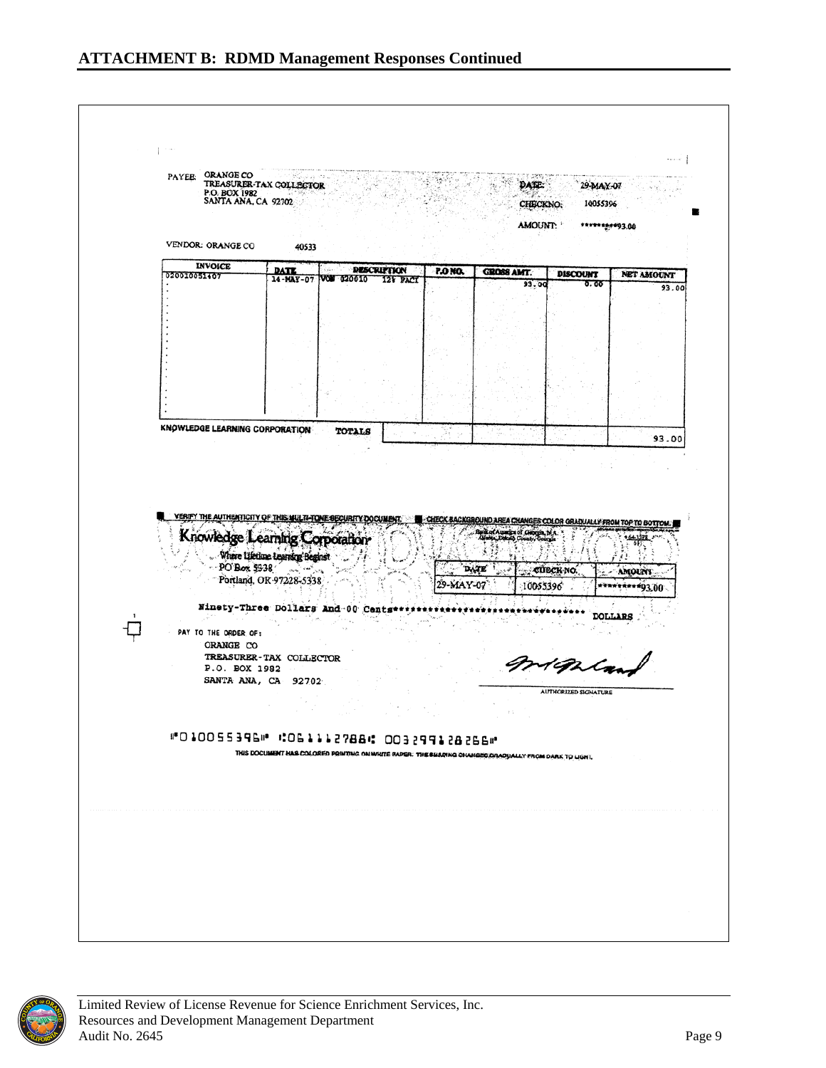## ATTACHMENT B: RDMD Management Responses Continued

PAYEE: ORANGE CO
TREASURER-TAX COLLECTOR
P.O. BOX 1982
SANTA ANA, CA 92702

DATE: 29-MAY-07
CHECKNO: 10055396
AMOUNT: \*\*\*\*\*\*\*\*\*93.00

VENDOR: ORANGE CO 40533

| INVOICE | DATE | DESCRIPTION | P.O NO. | GROSS AMT. | DISCOUNT | NET AMOUNT |
|---|---|---|---|---|---|---|
| 020010051407 | 14-MAY-07 | VO# 020010 12% FACI | | 93.00 | 0.00 | 93.00 |
| KNOWLEDGE LEARNING CORPORATION | | TOTALS | | | | 93.00 |

VERIFY THE AUTHENTICITY OF THIS MULTI-TONE SECURITY DOCUMENT. CHECK BACKGROUND AREA CHANGES COLOR GRADUALLY FROM TOP TO BOTTOM.

**Knowledge Learning Corporation**
Where Lifetime Learning Begins
PO Box 5338
Portland, OR 97228-5338

Bank of America of Georgia, N.A.
Atlanta, Dekalb County, Georgia

64-1278
611

| DATE | CHECK NO. | AMOUNT |
|---|---|---|
| 29-MAY-07 | 10055396 | \*\*\*\*\*\*\*\*\*93.00 |

Ninety-Three Dollars And 00 Cents\*\*\*\*\*\*\*\*\*\*\*\*\*\*\*\*\*\*\*\*\*\*\*\*\*\*\*\*\*\*\*\*\*\*\* DOLLARS

PAY TO THE ORDER OF:
ORANGE CO
TREASURER-TAX COLLECTOR
P.O. BOX 1982
SANTA ANA, CA 92702

AUTHORIZED SIGNATURE

⑈010055396⑈ ⑆061112788⑆ 003299128266⑈

THIS DOCUMENT HAS COLORED PRINTING ON WHITE PAPER. THE SHADING CHANGES GRADUALLY FROM DARK TO LIGHT.